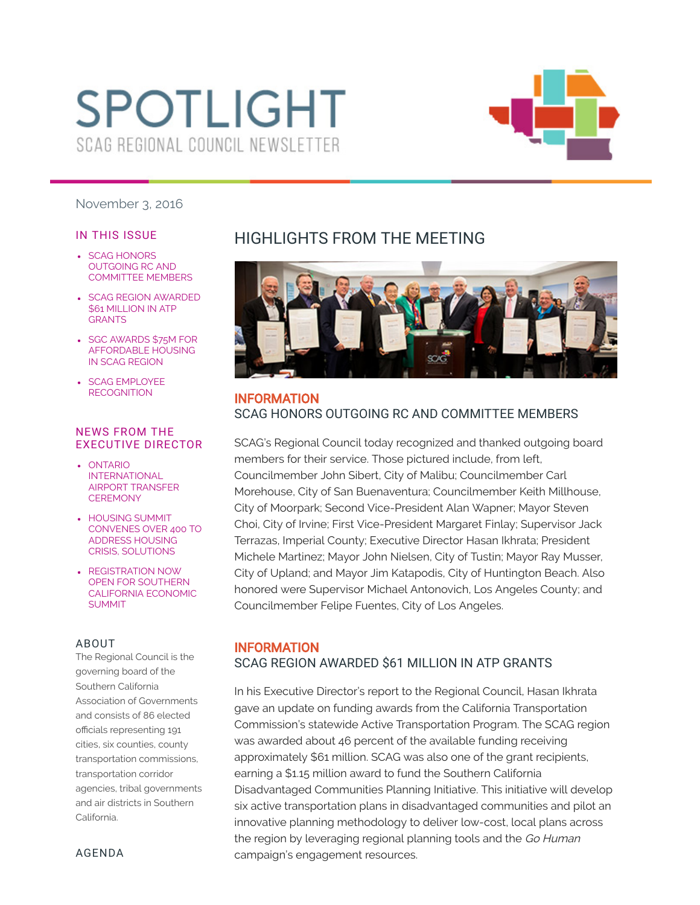# SPOTLIGHT

SCAG REGIONAL COUNCIL NEWSLETTER

November 3, 2016

## IN THIS ISSUE

- SCAG HONORS OUTGOING RC AND COMMITTEE MEMBERS
- SCAG REGION AWARDED $61 MILLION IN ATP GRANTS
- SGC AWARDS $75M FOR AFFORDABLE HOUSING IN SCAG REGION
- SCAG EMPLOYEE RECOGNITION

## NEWS FROM THE EXECUTIVE DIRECTOR

- ONTARIO INTERNATIONAL AIRPORT TRANSFER CEREMONY
- HOUSING SUMMIT CONVENES OVER 400 TO ADDRESS HOUSING CRISIS, SOLUTIONS
- REGISTRATION NOW OPEN FOR SOUTHERN CALIFORNIA ECONOMIC SUMMIT

## ABOUT

The Regional Council is the governing board of the Southern California Association of Governments and consists of 86 elected officials representing 191 cities, six counties, county transportation commissions, transportation corridor agencies, tribal governments and air districts in Southern California.

## AGENDA

# HIGHLIGHTS FROM THE MEETING

**INFORMATION**

### SCAG HONORS OUTGOING RC AND COMMITTEE MEMBERS

SCAG's Regional Council today recognized and thanked outgoing board members for their service. Those pictured include, from left, Councilmember John Sibert, City of Malibu; Councilmember Carl Morehouse, City of San Buenaventura; Councilmember Keith Millhouse, City of Moorpark; Second Vice-President Alan Wapner; Mayor Steven Choi, City of Irvine; First Vice-President Margaret Finlay; Supervisor Jack Terrazas, Imperial County; Executive Director Hasan Ikhrata; President Michele Martinez; Mayor John Nielsen, City of Tustin; Mayor Ray Musser, City of Upland; and Mayor Jim Katapodis, City of Huntington Beach. Also honored were Supervisor Michael Antonovich, Los Angeles County; and Councilmember Felipe Fuentes, City of Los Angeles.

**INFORMATION**

### SCAG REGION AWARDED $61 MILLION IN ATP GRANTS

In his Executive Director's report to the Regional Council, Hasan Ikhrata gave an update on funding awards from the California Transportation Commission's statewide Active Transportation Program. The SCAG region was awarded about 46 percent of the available funding receiving approximately $61 million. SCAG was also one of the grant recipients, earning a $1.15 million award to fund the Southern California Disadvantaged Communities Planning Initiative. This initiative will develop six active transportation plans in disadvantaged communities and pilot an innovative planning methodology to deliver low-cost, local plans across the region by leveraging regional planning tools and the *Go Human* campaign's engagement resources.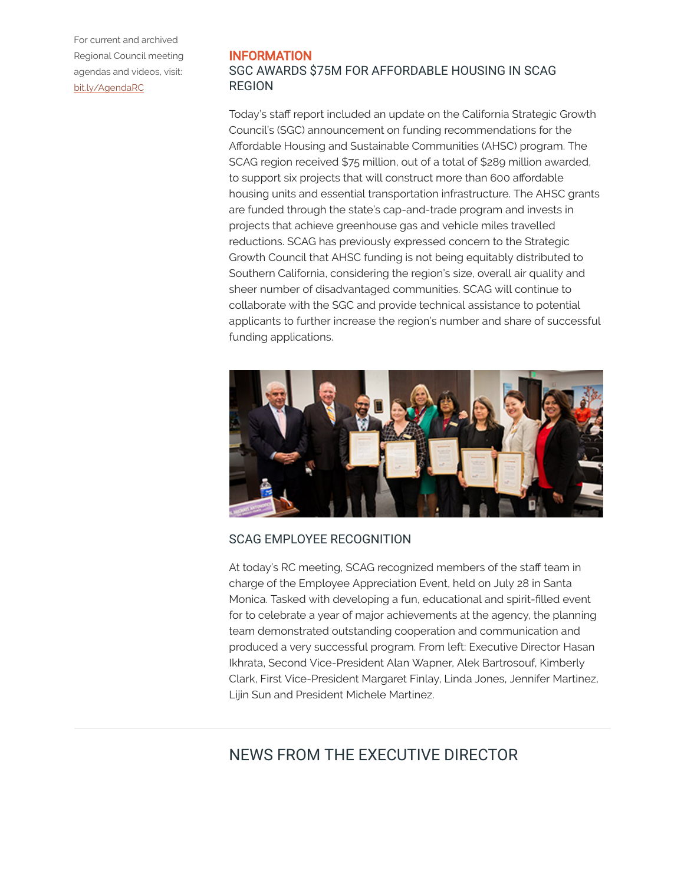For current and archived Regional Council meeting agendas and videos, visit: [bit.ly/AgendaRC](bit.ly/AgendaRC)

**INFORMATION**

## SGC AWARDS $75M FOR AFFORDABLE HOUSING IN SCAG REGION

Today's staff report included an update on the California Strategic Growth Council's (SGC) announcement on funding recommendations for the Affordable Housing and Sustainable Communities (AHSC) program. The SCAG region received $75 million, out of a total of $289 million awarded, to support six projects that will construct more than 600 affordable housing units and essential transportation infrastructure. The AHSC grants are funded through the state's cap-and-trade program and invests in projects that achieve greenhouse gas and vehicle miles travelled reductions. SCAG has previously expressed concern to the Strategic Growth Council that AHSC funding is not being equitably distributed to Southern California, considering the region's size, overall air quality and sheer number of disadvantaged communities. SCAG will continue to collaborate with the SGC and provide technical assistance to potential applicants to further increase the region's number and share of successful funding applications.

## SCAG EMPLOYEE RECOGNITION

At today's RC meeting, SCAG recognized members of the staff team in charge of the Employee Appreciation Event, held on July 28 in Santa Monica. Tasked with developing a fun, educational and spirit-filled event for to celebrate a year of major achievements at the agency, the planning team demonstrated outstanding cooperation and communication and produced a very successful program. From left: Executive Director Hasan Ikhrata, Second Vice-President Alan Wapner, Alek Bartrosouf, Kimberly Clark, First Vice-President Margaret Finlay, Linda Jones, Jennifer Martinez, Lijin Sun and President Michele Martinez.

# NEWS FROM THE EXECUTIVE DIRECTOR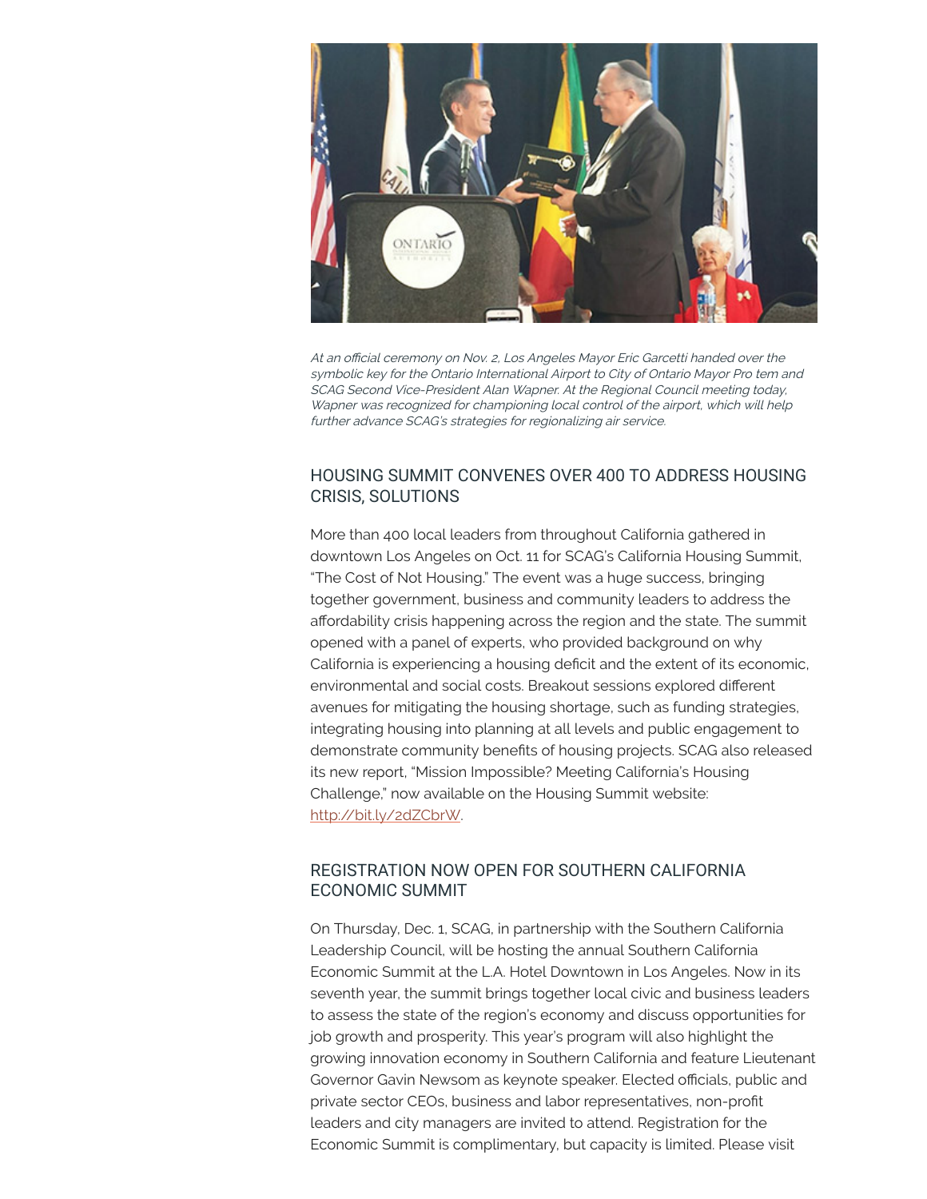*At an official ceremony on Nov. 2, Los Angeles Mayor Eric Garcetti handed over the symbolic key for the Ontario International Airport to City of Ontario Mayor Pro tem and SCAG Second Vice-President Alan Wapner. At the Regional Council meeting today, Wapner was recognized for championing local control of the airport, which will help further advance SCAG's strategies for regionalizing air service.*

## HOUSING SUMMIT CONVENES OVER 400 TO ADDRESS HOUSING CRISIS, SOLUTIONS

More than 400 local leaders from throughout California gathered in downtown Los Angeles on Oct. 11 for SCAG's California Housing Summit, "The Cost of Not Housing." The event was a huge success, bringing together government, business and community leaders to address the affordability crisis happening across the region and the state. The summit opened with a panel of experts, who provided background on why California is experiencing a housing deficit and the extent of its economic, environmental and social costs. Breakout sessions explored different avenues for mitigating the housing shortage, such as funding strategies, integrating housing into planning at all levels and public engagement to demonstrate community benefits of housing projects. SCAG also released its new report, "Mission Impossible? Meeting California's Housing Challenge," now available on the Housing Summit website: [http://bit.ly/2dZCbrW](http://bit.ly/2dZCbrW).

## REGISTRATION NOW OPEN FOR SOUTHERN CALIFORNIA ECONOMIC SUMMIT

On Thursday, Dec. 1, SCAG, in partnership with the Southern California Leadership Council, will be hosting the annual Southern California Economic Summit at the L.A. Hotel Downtown in Los Angeles. Now in its seventh year, the summit brings together local civic and business leaders to assess the state of the region's economy and discuss opportunities for job growth and prosperity. This year's program will also highlight the growing innovation economy in Southern California and feature Lieutenant Governor Gavin Newsom as keynote speaker. Elected officials, public and private sector CEOs, business and labor representatives, non-profit leaders and city managers are invited to attend. Registration for the Economic Summit is complimentary, but capacity is limited. Please visit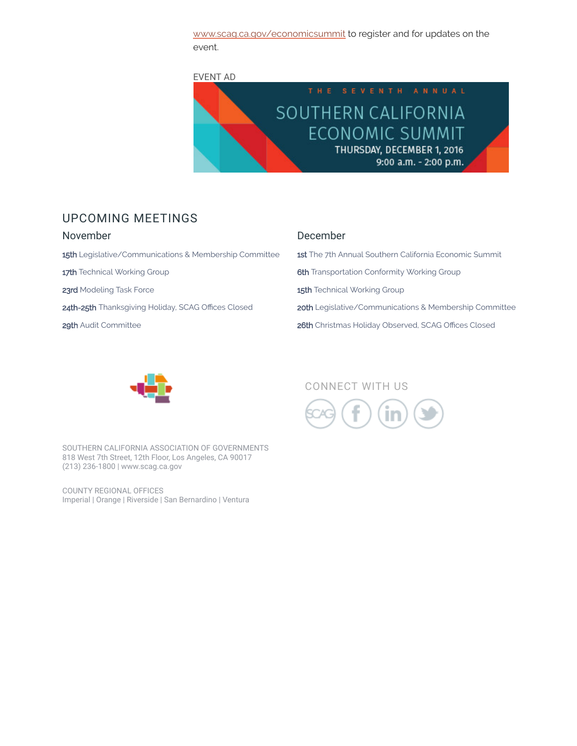www.scag.ca.gov/economicsummit to register and for updates on the event.

EVENT AD

THE SEVENTH ANNUAL

SOUTHERN CALIFORNIA ECONOMIC SUMMIT

THURSDAY, DECEMBER 1, 2016

9:00 a.m. - 2:00 p.m.

## UPCOMING MEETINGS

### November

**15th** Legislative/Communications & Membership Committee

**17th** Technical Working Group

**23rd** Modeling Task Force

**24th-25th** Thanksgiving Holiday, SCAG Offices Closed

**29th** Audit Committee

### December

**1st** The 7th Annual Southern California Economic Summit

**6th** Transportation Conformity Working Group

**15th** Technical Working Group

**20th** Legislative/Communications & Membership Committee

**26th** Christmas Holiday Observed, SCAG Offices Closed

CONNECT WITH US

SOUTHERN CALIFORNIA ASSOCIATION OF GOVERNMENTS
818 West 7th Street, 12th Floor, Los Angeles, CA 90017
(213) 236-1800 | www.scag.ca.gov

COUNTY REGIONAL OFFICES
Imperial | Orange | Riverside | San Bernardino | Ventura